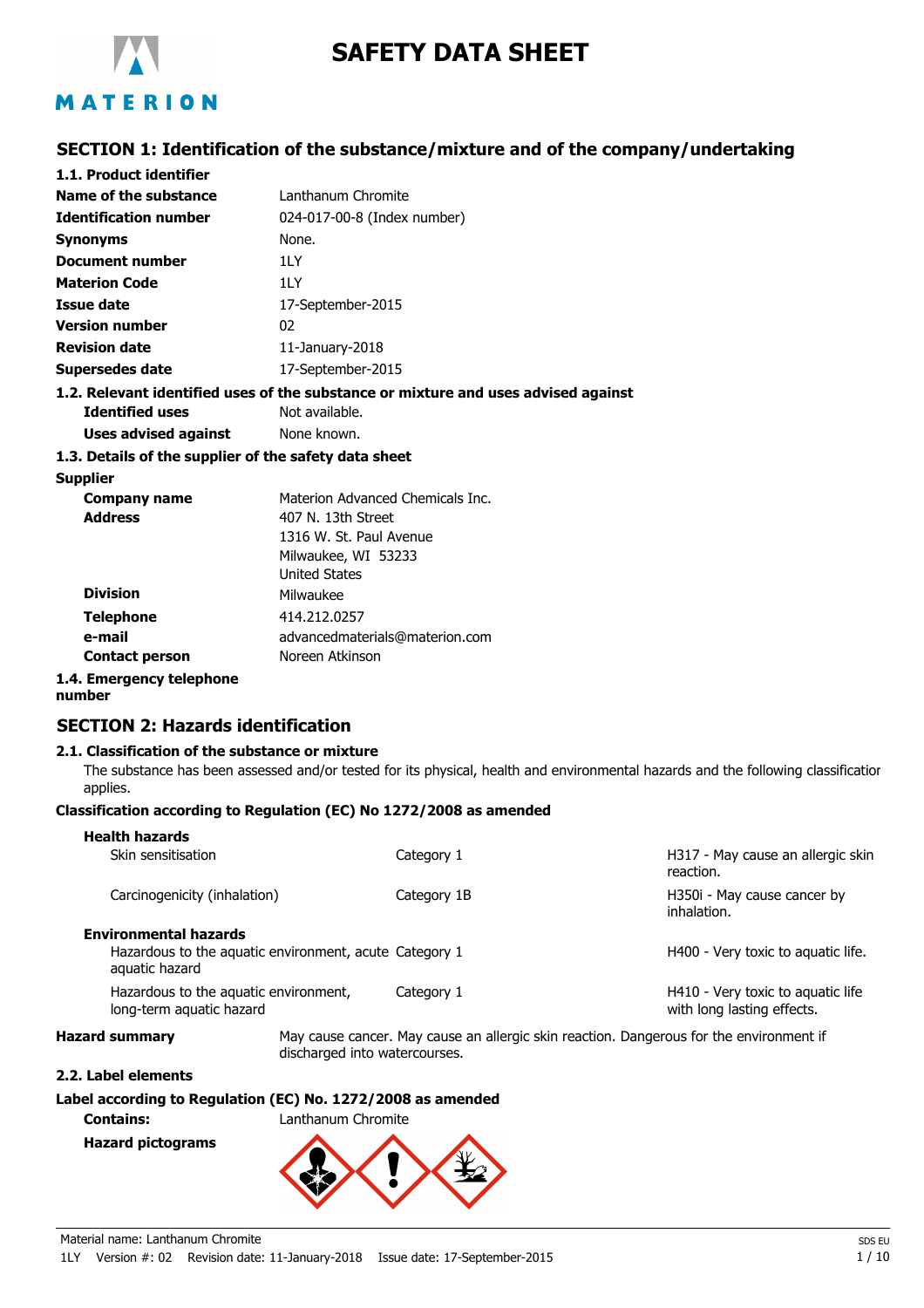# SAFETY DATA SHEET

## SECTION 1: Identification of the substance/mixture and of the company/undertaking

### 1.1. Product identifier

| | |
|---|---|
| **Name of the substance** | Lanthanum Chromite |
| **Identification number** | 024-017-00-8 (Index number) |
| **Synonyms** | None. |
| **Document number** | 1LY |
| **Materion Code** | 1LY |
| **Issue date** | 17-September-2015 |
| **Version number** | 02 |
| **Revision date** | 11-January-2018 |
| **Supersedes date** | 17-September-2015 |

### 1.2. Relevant identified uses of the substance or mixture and uses advised against

| | |
|---|---|
| **Identified uses** | Not available. |
| **Uses advised against** | None known. |

### 1.3. Details of the supplier of the safety data sheet

**Supplier**

| | |
|---|---|
| **Company name** | Materion Advanced Chemicals Inc. |
| **Address** | 407 N. 13th Street<br>1316 W. St. Paul Avenue<br>Milwaukee, WI 53233<br>United States |
| **Division** | Milwaukee |
| **Telephone** | 414.212.0257 |
| **e-mail** | advancedmaterials@materion.com |
| **Contact person** | Noreen Atkinson |

### 1.4. Emergency telephone number

## SECTION 2: Hazards identification

### 2.1. Classification of the substance or mixture

The substance has been assessed and/or tested for its physical, health and environmental hazards and the following classification applies.

**Classification according to Regulation (EC) No 1272/2008 as amended**

| | | |
|---|---|---|
| **Health hazards** | | |
| Skin sensitisation | Category 1 | H317 - May cause an allergic skin reaction. |
| Carcinogenicity (inhalation) | Category 1B | H350i - May cause cancer by inhalation. |
| **Environmental hazards** | | |
| Hazardous to the aquatic environment, acute aquatic hazard | Category 1 | H400 - Very toxic to aquatic life. |
| Hazardous to the aquatic environment, long-term aquatic hazard | Category 1 | H410 - Very toxic to aquatic life with long lasting effects. |

**Hazard summary** May cause cancer. May cause an allergic skin reaction. Dangerous for the environment if discharged into watercourses.

### 2.2. Label elements

**Label according to Regulation (EC) No. 1272/2008 as amended**

**Contains:** Lanthanum Chromite

**Hazard pictograms**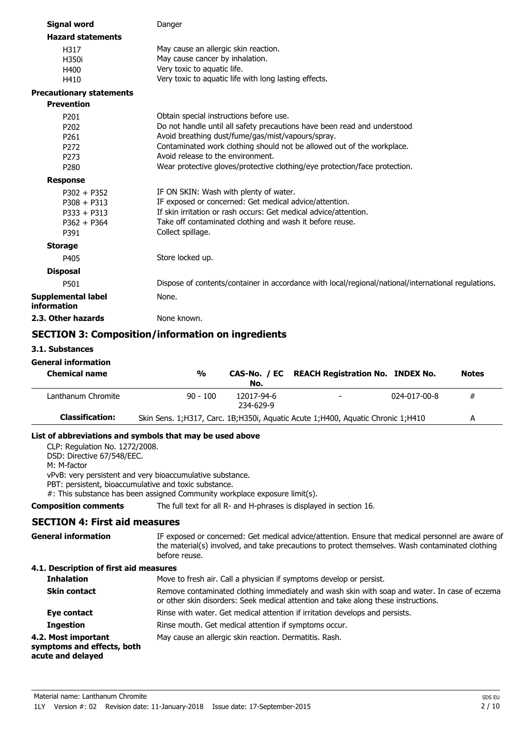**Signal word** Danger

**Hazard statements**

| | |
|---|---|
| H317 | May cause an allergic skin reaction. |
| H350i | May cause cancer by inhalation. |
| H400 | Very toxic to aquatic life. |
| H410 | Very toxic to aquatic life with long lasting effects. |

**Precautionary statements**

**Prevention**

| | |
|---|---|
| P201 | Obtain special instructions before use. |
| P202 | Do not handle until all safety precautions have been read and understood. |
| P261 | Avoid breathing dust/fume/gas/mist/vapours/spray. |
| P272 | Contaminated work clothing should not be allowed out of the workplace. |
| P273 | Avoid release to the environment. |
| P280 | Wear protective gloves/protective clothing/eye protection/face protection. |

**Response**

| | |
|---|---|
| P302 + P352 | IF ON SKIN: Wash with plenty of water. |
| P308 + P313 | IF exposed or concerned: Get medical advice/attention. |
| P333 + P313 | If skin irritation or rash occurs: Get medical advice/attention. |
| P362 + P364 | Take off contaminated clothing and wash it before reuse. |
| P391 | Collect spillage. |

**Storage**

| | |
|---|---|
| P405 | Store locked up. |

**Disposal**

| | |
|---|---|
| P501 | Dispose of contents/container in accordance with local/regional/national/international regulations. |

**Supplemental label information** None.

**2.3. Other hazards** None known.

## SECTION 3: Composition/information on ingredients

### 3.1. Substances

**General information**

| Chemical name | % | CAS-No. / EC No. | REACH Registration No. | INDEX No. | Notes |
|---|---|---|---|---|---|
| Lanthanum Chromite | 90 - 100 | 12017-94-6<br>234-629-9 | - | 024-017-00-8 | # |
| **Classification:** | Skin Sens. 1;H317, Carc. 1B;H350i, Aquatic Acute 1;H400, Aquatic Chronic 1;H410 | | | | A |

**List of abbreviations and symbols that may be used above**

CLP: Regulation No. 1272/2008.
DSD: Directive 67/548/EEC.
M: M-factor
vPvB: very persistent and very bioaccumulative substance.
PBT: persistent, bioaccumulative and toxic substance.
#: This substance has been assigned Community workplace exposure limit(s).

**Composition comments** The full text for all R- and H-phrases is displayed in section 16.

## SECTION 4: First aid measures

**General information** IF exposed or concerned: Get medical advice/attention. Ensure that medical personnel are aware of the material(s) involved, and take precautions to protect themselves. Wash contaminated clothing before reuse.

### 4.1. Description of first aid measures

**Inhalation** Move to fresh air. Call a physician if symptoms develop or persist.

**Skin contact** Remove contaminated clothing immediately and wash skin with soap and water. In case of eczema or other skin disorders: Seek medical attention and take along these instructions.

**Eye contact** Rinse with water. Get medical attention if irritation develops and persists.

**Ingestion** Rinse mouth. Get medical attention if symptoms occur.

**4.2. Most important symptoms and effects, both acute and delayed** May cause an allergic skin reaction. Dermatitis. Rash.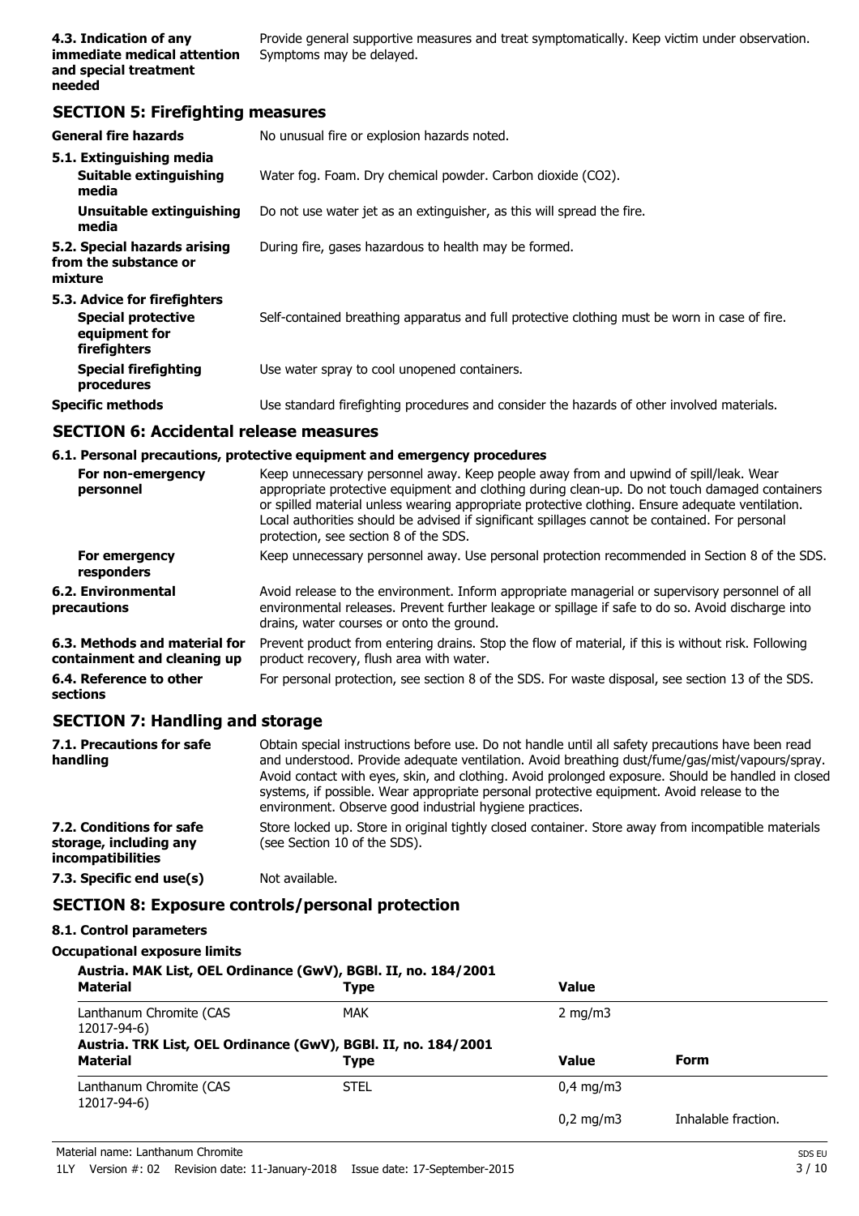| | |
|---|---|
| **4.3. Indication of any immediate medical attention and special treatment needed** | Provide general supportive measures and treat symptomatically. Keep victim under observation. Symptoms may be delayed. |

## SECTION 5: Firefighting measures

| | |
|---|---|
| **General fire hazards** | No unusual fire or explosion hazards noted. |
| **5.1. Extinguishing media** | |
| **Suitable extinguishing media** | Water fog. Foam. Dry chemical powder. Carbon dioxide ($CO_2$). |
| **Unsuitable extinguishing media** | Do not use water jet as an extinguisher, as this will spread the fire. |
| **5.2. Special hazards arising from the substance or mixture** | During fire, gases hazardous to health may be formed. |
| **5.3. Advice for firefighters** | |
| **Special protective equipment for firefighters** | Self-contained breathing apparatus and full protective clothing must be worn in case of fire. |
| **Special firefighting procedures** | Use water spray to cool unopened containers. |
| **Specific methods** | Use standard firefighting procedures and consider the hazards of other involved materials. |

## SECTION 6: Accidental release measures

### 6.1. Personal precautions, protective equipment and emergency procedures

| | |
|---|---|
| **For non-emergency personnel** | Keep unnecessary personnel away. Keep people away from and upwind of spill/leak. Wear appropriate protective equipment and clothing during clean-up. Do not touch damaged containers or spilled material unless wearing appropriate protective clothing. Ensure adequate ventilation. Local authorities should be advised if significant spillages cannot be contained. For personal protection, see section 8 of the SDS. |
| **For emergency responders** | Keep unnecessary personnel away. Use personal protection recommended in Section 8 of the SDS. |
| **6.2. Environmental precautions** | Avoid release to the environment. Inform appropriate managerial or supervisory personnel of all environmental releases. Prevent further leakage or spillage if safe to do so. Avoid discharge into drains, water courses or onto the ground. |
| **6.3. Methods and material for containment and cleaning up** | Prevent product from entering drains. Stop the flow of material, if this is without risk. Following product recovery, flush area with water. |
| **6.4. Reference to other sections** | For personal protection, see section 8 of the SDS. For waste disposal, see section 13 of the SDS. |

## SECTION 7: Handling and storage

| | |
|---|---|
| **7.1. Precautions for safe handling** | Obtain special instructions before use. Do not handle until all safety precautions have been read and understood. Provide adequate ventilation. Avoid breathing dust/fume/gas/mist/vapours/spray. Avoid contact with eyes, skin, and clothing. Avoid prolonged exposure. Should be handled in closed systems, if possible. Wear appropriate personal protective equipment. Avoid release to the environment. Observe good industrial hygiene practices. |
| **7.2. Conditions for safe storage, including any incompatibilities** | Store locked up. Store in original tightly closed container. Store away from incompatible materials (see Section 10 of the SDS). |
| **7.3. Specific end use(s)** | Not available. |

## SECTION 8: Exposure controls/personal protection

### 8.1. Control parameters

**Occupational exposure limits**

**Austria. MAK List, OEL Ordinance (GwV), BGBl. II, no. 184/2001**

| Material | Type | Value |
|---|---|---|
| Lanthanum Chromite (CAS 12017-94-6) | MAK | 2 mg/m3 |

**Austria. TRK List, OEL Ordinance (GwV), BGBl. II, no. 184/2001**

| Material | Type | Value | Form |
|---|---|---|---|
| Lanthanum Chromite (CAS 12017-94-6) | STEL | 0,4 mg/m3 | |
| | | 0,2 mg/m3 | Inhalable fraction. |

Material name: Lanthanum Chromite

1LY Version #: 02 Revision date: 11-January-2018 Issue date: 17-September-2015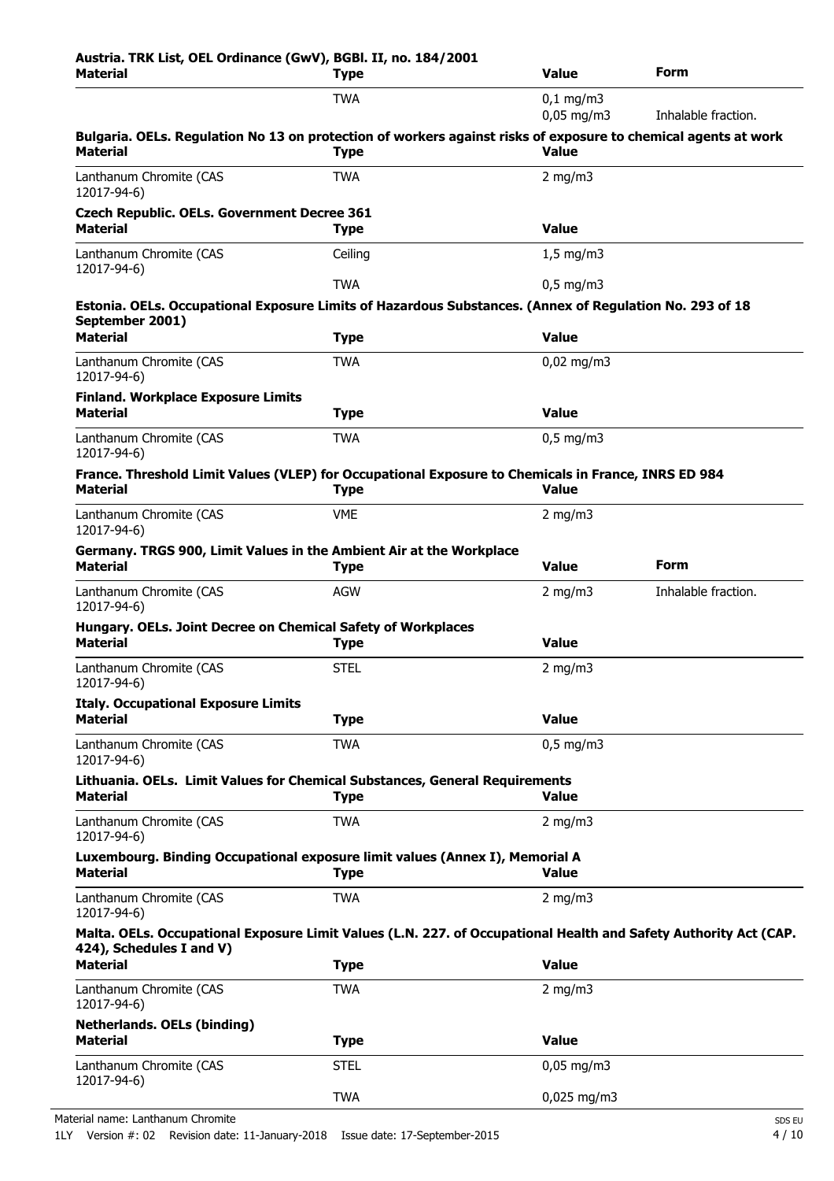**Austria. TRK List, OEL Ordinance (GwV), BGBl. II, no. 184/2001**

| Material | Type | Value | Form |
|---|---|---|---|
| | TWA | 0,1 mg/m3 | |
| | | 0,05 mg/m3 | Inhalable fraction. |

**Bulgaria. OELs. Regulation No 13 on protection of workers against risks of exposure to chemical agents at work**

| Material | Type | Value |
|---|---|---|
| Lanthanum Chromite (CAS 12017-94-6) | TWA | 2 mg/m3 |

**Czech Republic. OELs. Government Decree 361**

| Material | Type | Value |
|---|---|---|
| Lanthanum Chromite (CAS 12017-94-6) | Ceiling | 1,5 mg/m3 |
| | TWA | 0,5 mg/m3 |

**Estonia. OELs. Occupational Exposure Limits of Hazardous Substances. (Annex of Regulation No. 293 of 18 September 2001)**

| Material | Type | Value |
|---|---|---|
| Lanthanum Chromite (CAS 12017-94-6) | TWA | 0,02 mg/m3 |

**Finland. Workplace Exposure Limits**

| Material | Type | Value |
|---|---|---|
| Lanthanum Chromite (CAS 12017-94-6) | TWA | 0,5 mg/m3 |

**France. Threshold Limit Values (VLEP) for Occupational Exposure to Chemicals in France, INRS ED 984**

| Material | Type | Value |
|---|---|---|
| Lanthanum Chromite (CAS 12017-94-6) | VME | 2 mg/m3 |

**Germany. TRGS 900, Limit Values in the Ambient Air at the Workplace**

| Material | Type | Value | Form |
|---|---|---|---|
| Lanthanum Chromite (CAS 12017-94-6) | AGW | 2 mg/m3 | Inhalable fraction. |

**Hungary. OELs. Joint Decree on Chemical Safety of Workplaces**

| Material | Type | Value |
|---|---|---|
| Lanthanum Chromite (CAS 12017-94-6) | STEL | 2 mg/m3 |

**Italy. Occupational Exposure Limits**

| Material | Type | Value |
|---|---|---|
| Lanthanum Chromite (CAS 12017-94-6) | TWA | 0,5 mg/m3 |

**Lithuania. OELs. Limit Values for Chemical Substances, General Requirements**

| Material | Type | Value |
|---|---|---|
| Lanthanum Chromite (CAS 12017-94-6) | TWA | 2 mg/m3 |

**Luxembourg. Binding Occupational exposure limit values (Annex I), Memorial A**

| Material | Type | Value |
|---|---|---|
| Lanthanum Chromite (CAS 12017-94-6) | TWA | 2 mg/m3 |

**Malta. OELs. Occupational Exposure Limit Values (L.N. 227. of Occupational Health and Safety Authority Act (CAP. 424), Schedules I and V)**

| Material | Type | Value |
|---|---|---|
| Lanthanum Chromite (CAS 12017-94-6) | TWA | 2 mg/m3 |

**Netherlands. OELs (binding)**

| Material | Type | Value |
|---|---|---|
| Lanthanum Chromite (CAS 12017-94-6) | STEL | 0,05 mg/m3 |
| | TWA | 0,025 mg/m3 |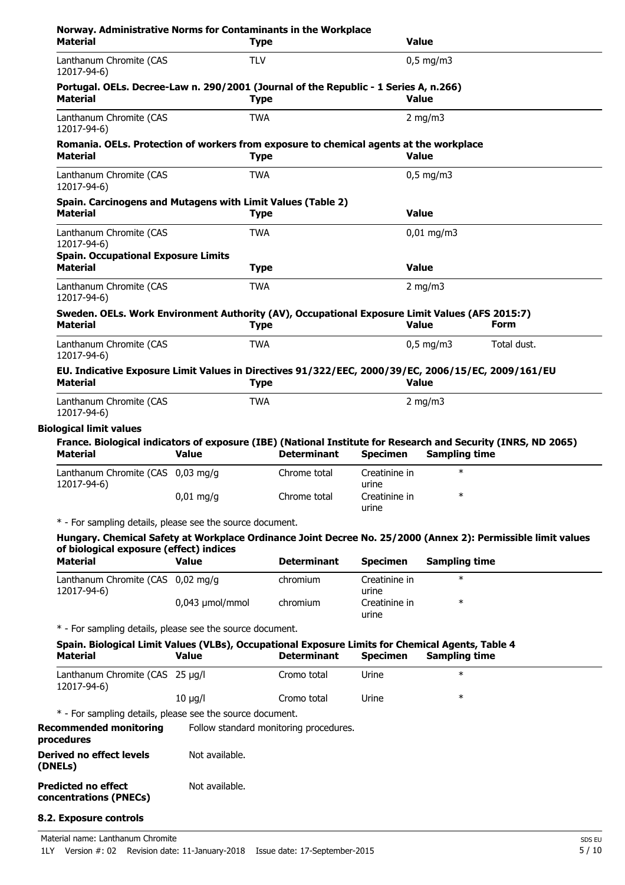**Norway. Administrative Norms for Contaminants in the Workplace**

| Material | Type | Value |
|---|---|---|
| Lanthanum Chromite (CAS 12017-94-6) | TLV | 0,5 mg/m3 |

**Portugal. OELs. Decree-Law n. 290/2001 (Journal of the Republic - 1 Series A, n.266)**

| Material | Type | Value |
|---|---|---|
| Lanthanum Chromite (CAS 12017-94-6) | TWA | 2 mg/m3 |

**Romania. OELs. Protection of workers from exposure to chemical agents at the workplace**

| Material | Type | Value |
|---|---|---|
| Lanthanum Chromite (CAS 12017-94-6) | TWA | 0,5 mg/m3 |

**Spain. Carcinogens and Mutagens with Limit Values (Table 2)**

| Material | Type | Value |
|---|---|---|
| Lanthanum Chromite (CAS 12017-94-6) | TWA | 0,01 mg/m3 |

**Spain. Occupational Exposure Limits**

| Material | Type | Value |
|---|---|---|
| Lanthanum Chromite (CAS 12017-94-6) | TWA | 2 mg/m3 |

**Sweden. OELs. Work Environment Authority (AV), Occupational Exposure Limit Values (AFS 2015:7)**

| Material | Type | Value | Form |
|---|---|---|---|
| Lanthanum Chromite (CAS 12017-94-6) | TWA | 0,5 mg/m3 | Total dust. |

**EU. Indicative Exposure Limit Values in Directives 91/322/EEC, 2000/39/EC, 2006/15/EC, 2009/161/EU**

| Material | Type | Value |
|---|---|---|
| Lanthanum Chromite (CAS 12017-94-6) | TWA | 2 mg/m3 |

**Biological limit values**

**France. Biological indicators of exposure (IBE) (National Institute for Research and Security (INRS, ND 2065)**

| Material | Value | Determinant | Specimen | Sampling time |
|---|---|---|---|---|
| Lanthanum Chromite (CAS 12017-94-6) | 0,03 mg/g | Chrome total | Creatinine in urine | * |
| | 0,01 mg/g | Chrome total | Creatinine in urine | * |

\* - For sampling details, please see the source document.

**Hungary. Chemical Safety at Workplace Ordinance Joint Decree No. 25/2000 (Annex 2): Permissible limit values of biological exposure (effect) indices**

| Material | Value | Determinant | Specimen | Sampling time |
|---|---|---|---|---|
| Lanthanum Chromite (CAS 12017-94-6) | 0,02 mg/g | chromium | Creatinine in urine | * |
| | 0,043 µmol/mmol | chromium | Creatinine in urine | * |

\* - For sampling details, please see the source document.

**Spain. Biological Limit Values (VLBs), Occupational Exposure Limits for Chemical Agents, Table 4**

| Material | Value | Determinant | Specimen | Sampling time |
|---|---|---|---|---|
| Lanthanum Chromite (CAS 12017-94-6) | 25 µg/l | Cromo total | Urine | * |
| | 10 µg/l | Cromo total | Urine | * |

\* - For sampling details, please see the source document.

**Recommended monitoring procedures** Follow standard monitoring procedures.

**Derived no effect levels (DNELs)** Not available.

**Predicted no effect concentrations (PNECs)** Not available.

**8.2. Exposure controls**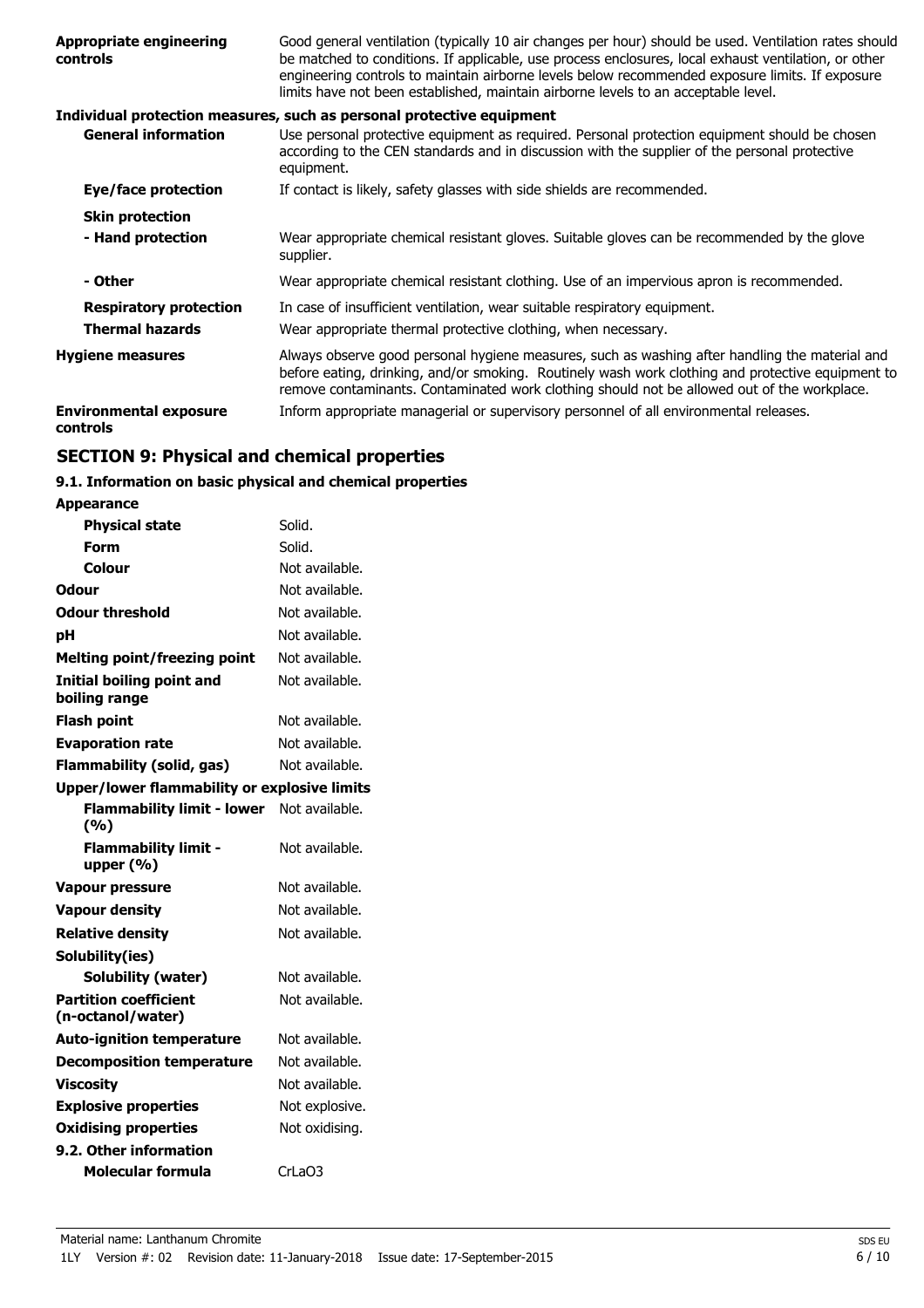| | |
|---|---|
| **Appropriate engineering controls** | Good general ventilation (typically 10 air changes per hour) should be used. Ventilation rates should be matched to conditions. If applicable, use process enclosures, local exhaust ventilation, or other engineering controls to maintain airborne levels below recommended exposure limits. If exposure limits have not been established, maintain airborne levels to an acceptable level. |

**Individual protection measures, such as personal protective equipment**

| | |
|---|---|
| **General information** | Use personal protective equipment as required. Personal protection equipment should be chosen according to the CEN standards and in discussion with the supplier of the personal protective equipment. |
| **Eye/face protection** | If contact is likely, safety glasses with side shields are recommended. |
| **Skin protection** | |
| **- Hand protection** | Wear appropriate chemical resistant gloves. Suitable gloves can be recommended by the glove supplier. |
| **- Other** | Wear appropriate chemical resistant clothing. Use of an impervious apron is recommended. |
| **Respiratory protection** | In case of insufficient ventilation, wear suitable respiratory equipment. |
| **Thermal hazards** | Wear appropriate thermal protective clothing, when necessary. |
| **Hygiene measures** | Always observe good personal hygiene measures, such as washing after handling the material and before eating, drinking, and/or smoking. Routinely wash work clothing and protective equipment to remove contaminants. Contaminated work clothing should not be allowed out of the workplace. |
| **Environmental exposure controls** | Inform appropriate managerial or supervisory personnel of all environmental releases. |

## SECTION 9: Physical and chemical properties

### 9.1. Information on basic physical and chemical properties

| | |
|---|---|
| **Appearance** | |
| **Physical state** | Solid. |
| **Form** | Solid. |
| **Colour** | Not available. |
| **Odour** | Not available. |
| **Odour threshold** | Not available. |
| **pH** | Not available. |
| **Melting point/freezing point** | Not available. |
| **Initial boiling point and boiling range** | Not available. |
| **Flash point** | Not available. |
| **Evaporation rate** | Not available. |
| **Flammability (solid, gas)** | Not available. |
| **Upper/lower flammability or explosive limits** | |
| **Flammability limit - lower (%)** | Not available. |
| **Flammability limit - upper (%)** | Not available. |
| **Vapour pressure** | Not available. |
| **Vapour density** | Not available. |
| **Relative density** | Not available. |
| **Solubility(ies)** | |
| **Solubility (water)** | Not available. |
| **Partition coefficient (n-octanol/water)** | Not available. |
| **Auto-ignition temperature** | Not available. |
| **Decomposition temperature** | Not available. |
| **Viscosity** | Not available. |
| **Explosive properties** | Not explosive. |
| **Oxidising properties** | Not oxidising. |
| **9.2. Other information** | |
| **Molecular formula** | $CrLaO_3$ |

Material name: Lanthanum Chromite
1LY Version #: 02 Revision date: 11-January-2018 Issue date: 17-September-2015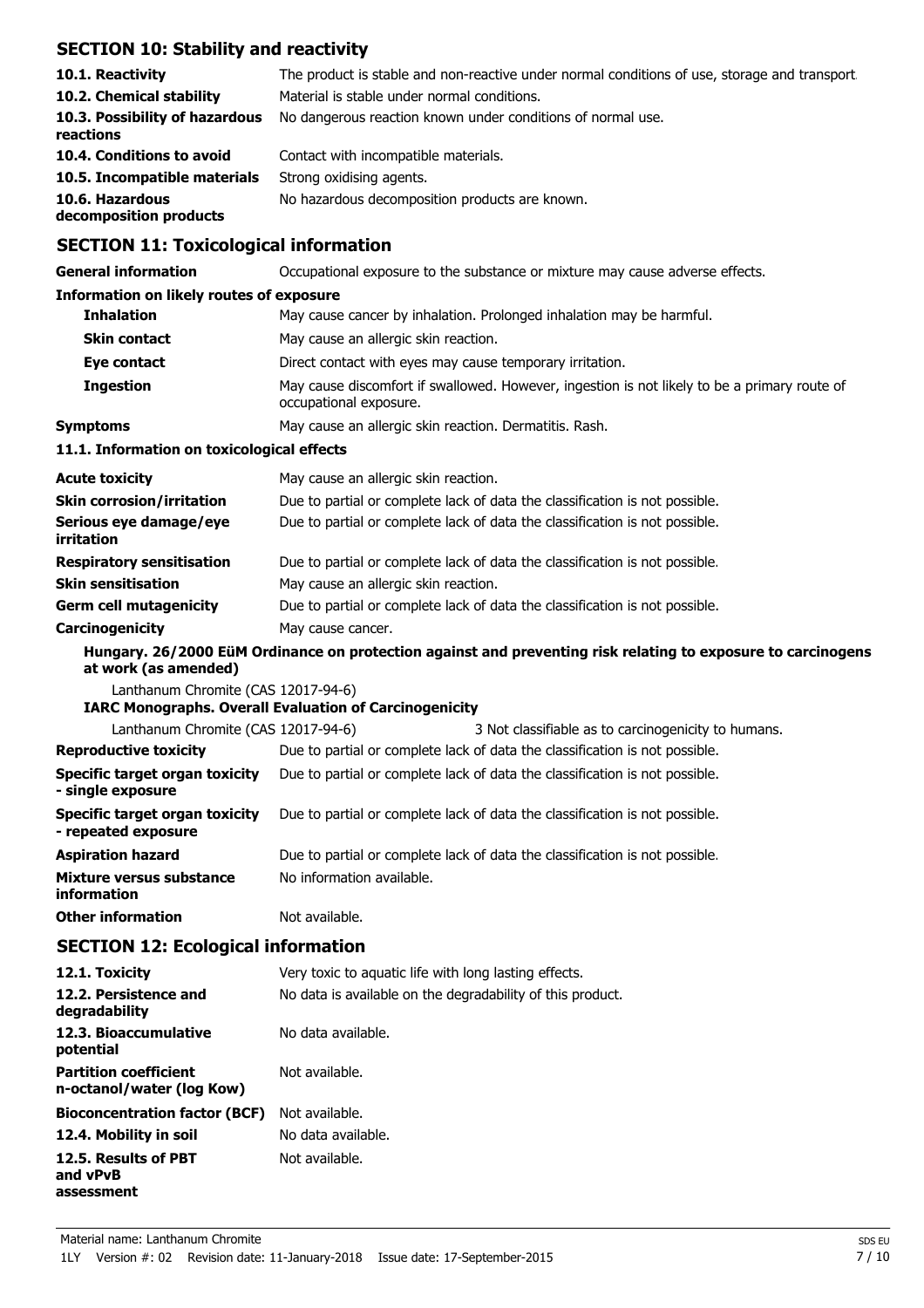## SECTION 10: Stability and reactivity

| | |
|---|---|
| **10.1. Reactivity** | The product is stable and non-reactive under normal conditions of use, storage and transport. |
| **10.2. Chemical stability** | Material is stable under normal conditions. |
| **10.3. Possibility of hazardous reactions** | No dangerous reaction known under conditions of normal use. |
| **10.4. Conditions to avoid** | Contact with incompatible materials. |
| **10.5. Incompatible materials** | Strong oxidising agents. |
| **10.6. Hazardous decomposition products** | No hazardous decomposition products are known. |

## SECTION 11: Toxicological information

| | |
|---|---|
| **General information** | Occupational exposure to the substance or mixture may cause adverse effects. |

**Information on likely routes of exposure**

| | |
|---|---|
| **Inhalation** | May cause cancer by inhalation. Prolonged inhalation may be harmful. |
| **Skin contact** | May cause an allergic skin reaction. |
| **Eye contact** | Direct contact with eyes may cause temporary irritation. |
| **Ingestion** | May cause discomfort if swallowed. However, ingestion is not likely to be a primary route of occupational exposure. |
| **Symptoms** | May cause an allergic skin reaction. Dermatitis. Rash. |

**11.1. Information on toxicological effects**

| | |
|---|---|
| **Acute toxicity** | May cause an allergic skin reaction. |
| **Skin corrosion/irritation** | Due to partial or complete lack of data the classification is not possible. |
| **Serious eye damage/eye irritation** | Due to partial or complete lack of data the classification is not possible. |
| **Respiratory sensitisation** | Due to partial or complete lack of data the classification is not possible. |
| **Skin sensitisation** | May cause an allergic skin reaction. |
| **Germ cell mutagenicity** | Due to partial or complete lack of data the classification is not possible. |
| **Carcinogenicity** | May cause cancer. |

**Hungary. 26/2000 EüM Ordinance on protection against and preventing risk relating to exposure to carcinogens at work (as amended)**

Lanthanum Chromite (CAS 12017-94-6)

**IARC Monographs. Overall Evaluation of Carcinogenicity**

Lanthanum Chromite (CAS 12017-94-6) — 3 Not classifiable as to carcinogenicity to humans.

| | |
|---|---|
| **Reproductive toxicity** | Due to partial or complete lack of data the classification is not possible. |
| **Specific target organ toxicity - single exposure** | Due to partial or complete lack of data the classification is not possible. |
| **Specific target organ toxicity - repeated exposure** | Due to partial or complete lack of data the classification is not possible. |
| **Aspiration hazard** | Due to partial or complete lack of data the classification is not possible. |
| **Mixture versus substance information** | No information available. |
| **Other information** | Not available. |

## SECTION 12: Ecological information

| | |
|---|---|
| **12.1. Toxicity** | Very toxic to aquatic life with long lasting effects. |
| **12.2. Persistence and degradability** | No data is available on the degradability of this product. |
| **12.3. Bioaccumulative potential** | No data available. |
| **Partition coefficient n-octanol/water (log Kow)** | Not available. |
| **Bioconcentration factor (BCF)** | Not available. |
| **12.4. Mobility in soil** | No data available. |
| **12.5. Results of PBT and vPvB assessment** | Not available. |

Material name: Lanthanum Chromite

1LY Version #: 02 Revision date: 11-January-2018 Issue date: 17-September-2015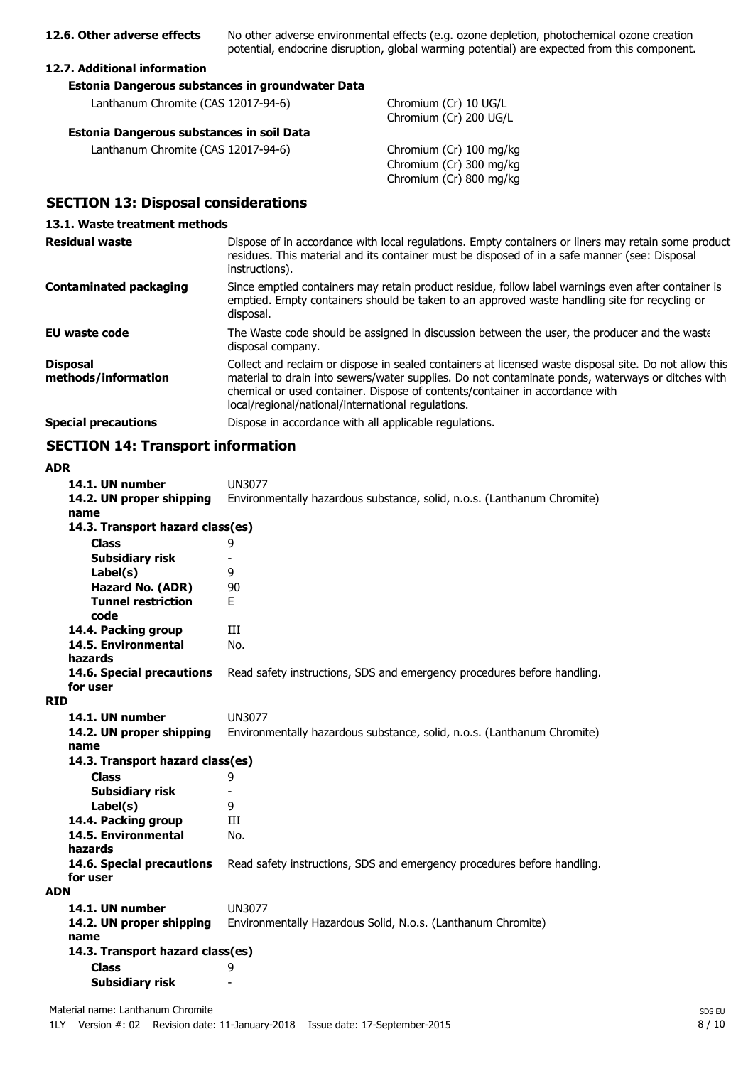**12.6. Other adverse effects** No other adverse environmental effects (e.g. ozone depletion, photochemical ozone creation potential, endocrine disruption, global warming potential) are expected from this component.

**12.7. Additional information**

**Estonia Dangerous substances in groundwater Data**

| | |
|---|---|
| Lanthanum Chromite (CAS 12017-94-6) | Chromium (Cr) 10 UG/L<br>Chromium (Cr) 200 UG/L |

**Estonia Dangerous substances in soil Data**

| | |
|---|---|
| Lanthanum Chromite (CAS 12017-94-6) | Chromium (Cr) 100 mg/kg<br>Chromium (Cr) 300 mg/kg<br>Chromium (Cr) 800 mg/kg |

## SECTION 13: Disposal considerations

### 13.1. Waste treatment methods

| | |
|---|---|
| **Residual waste** | Dispose of in accordance with local regulations. Empty containers or liners may retain some product residues. This material and its container must be disposed of in a safe manner (see: Disposal instructions). |
| **Contaminated packaging** | Since emptied containers may retain product residue, follow label warnings even after container is emptied. Empty containers should be taken to an approved waste handling site for recycling or disposal. |
| **EU waste code** | The Waste code should be assigned in discussion between the user, the producer and the waste disposal company. |
| **Disposal methods/information** | Collect and reclaim or dispose in sealed containers at licensed waste disposal site. Do not allow this material to drain into sewers/water supplies. Do not contaminate ponds, waterways or ditches with chemical or used container. Dispose of contents/container in accordance with local/regional/national/international regulations. |
| **Special precautions** | Dispose in accordance with all applicable regulations. |

## SECTION 14: Transport information

**ADR**

| | |
|---|---|
| **14.1. UN number** | UN3077 |
| **14.2. UN proper shipping name** | Environmentally hazardous substance, solid, n.o.s. (Lanthanum Chromite) |
| **14.3. Transport hazard class(es)** | |
| **Class** | 9 |
| **Subsidiary risk** | - |
| **Label(s)** | 9 |
| **Hazard No. (ADR)** | 90 |
| **Tunnel restriction code** | E |
| **14.4. Packing group** | III |
| **14.5. Environmental hazards** | No. |
| **14.6. Special precautions for user** | Read safety instructions, SDS and emergency procedures before handling. |

**RID**

| | |
|---|---|
| **14.1. UN number** | UN3077 |
| **14.2. UN proper shipping name** | Environmentally hazardous substance, solid, n.o.s. (Lanthanum Chromite) |
| **14.3. Transport hazard class(es)** | |
| **Class** | 9 |
| **Subsidiary risk** | - |
| **Label(s)** | 9 |
| **14.4. Packing group** | III |
| **14.5. Environmental hazards** | No. |
| **14.6. Special precautions for user** | Read safety instructions, SDS and emergency procedures before handling. |

**ADN**

| | |
|---|---|
| **14.1. UN number** | UN3077 |
| **14.2. UN proper shipping name** | Environmentally Hazardous Solid, N.o.s. (Lanthanum Chromite) |
| **14.3. Transport hazard class(es)** | |
| **Class** | 9 |
| **Subsidiary risk** | - |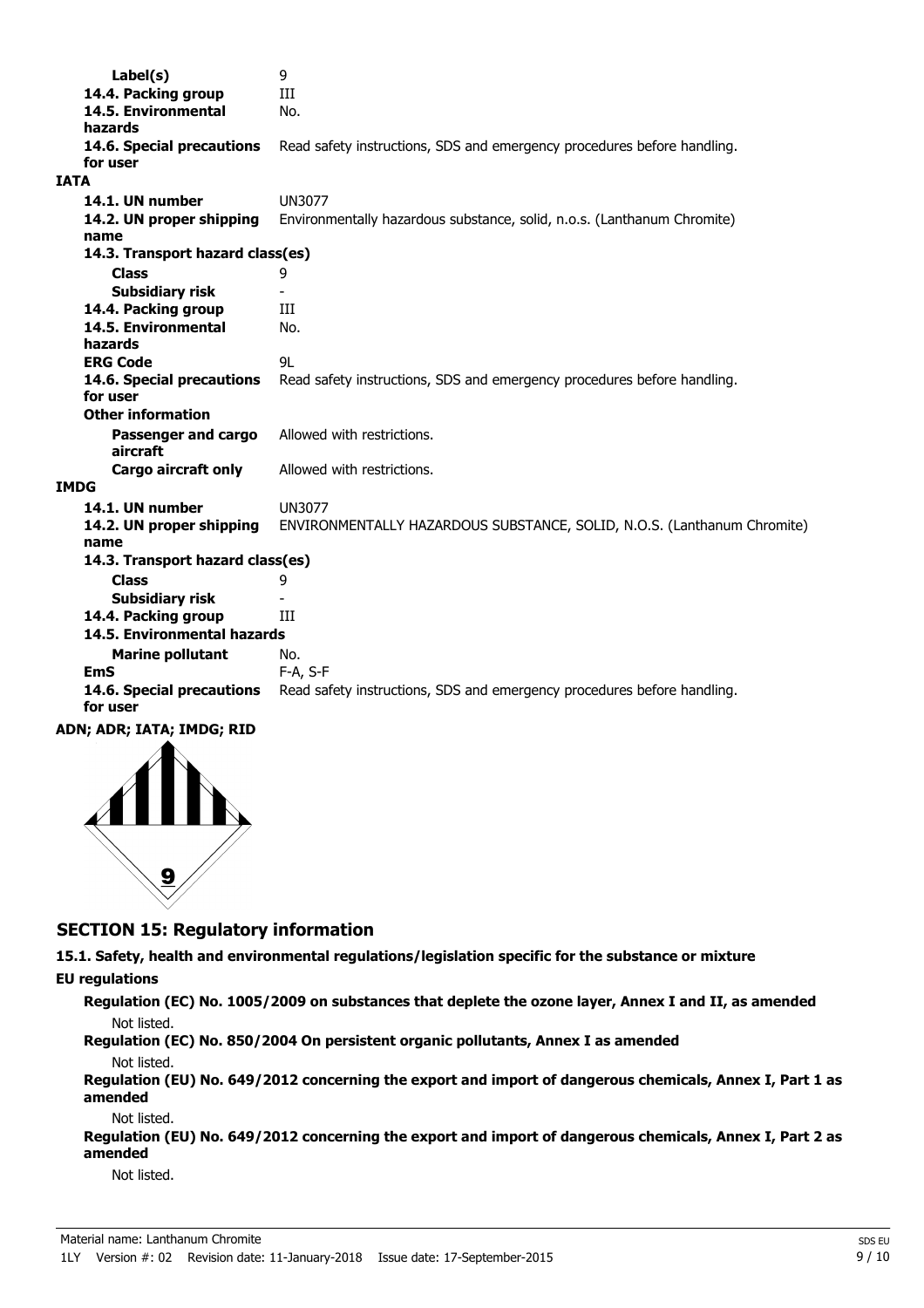| | |
|---|---|
| **Label(s)** | 9 |
| **14.4. Packing group** | III |
| **14.5. Environmental hazards** | No. |
| **14.6. Special precautions for user** | Read safety instructions, SDS and emergency procedures before handling. |

**IATA**

| | |
|---|---|
| **14.1. UN number** | UN3077 |
| **14.2. UN proper shipping name** | Environmentally hazardous substance, solid, n.o.s. (Lanthanum Chromite) |
| **14.3. Transport hazard class(es)** | |
| **Class** | 9 |
| **Subsidiary risk** | - |
| **14.4. Packing group** | III |
| **14.5. Environmental hazards** | No. |
| **ERG Code** | 9L |
| **14.6. Special precautions for user** | Read safety instructions, SDS and emergency procedures before handling. |
| **Other information** | |
| **Passenger and cargo aircraft** | Allowed with restrictions. |
| **Cargo aircraft only** | Allowed with restrictions. |

**IMDG**

| | |
|---|---|
| **14.1. UN number** | UN3077 |
| **14.2. UN proper shipping name** | ENVIRONMENTALLY HAZARDOUS SUBSTANCE, SOLID, N.O.S. (Lanthanum Chromite) |
| **14.3. Transport hazard class(es)** | |
| **Class** | 9 |
| **Subsidiary risk** | - |
| **14.4. Packing group** | III |
| **14.5. Environmental hazards** | |
| **Marine pollutant** | No. |
| **EmS** | F-A, S-F |
| **14.6. Special precautions for user** | Read safety instructions, SDS and emergency procedures before handling. |

**ADN; ADR; IATA; IMDG; RID**

9

## SECTION 15: Regulatory information

**15.1. Safety, health and environmental regulations/legislation specific for the substance or mixture**

**EU regulations**

**Regulation (EC) No. 1005/2009 on substances that deplete the ozone layer, Annex I and II, as amended**

Not listed.

**Regulation (EC) No. 850/2004 On persistent organic pollutants, Annex I as amended**

Not listed.

**Regulation (EU) No. 649/2012 concerning the export and import of dangerous chemicals, Annex I, Part 1 as amended**

Not listed.

**Regulation (EU) No. 649/2012 concerning the export and import of dangerous chemicals, Annex I, Part 2 as amended**

Not listed.

Material name: Lanthanum Chromite

1LY Version #: 02 Revision date: 11-January-2018 Issue date: 17-September-2015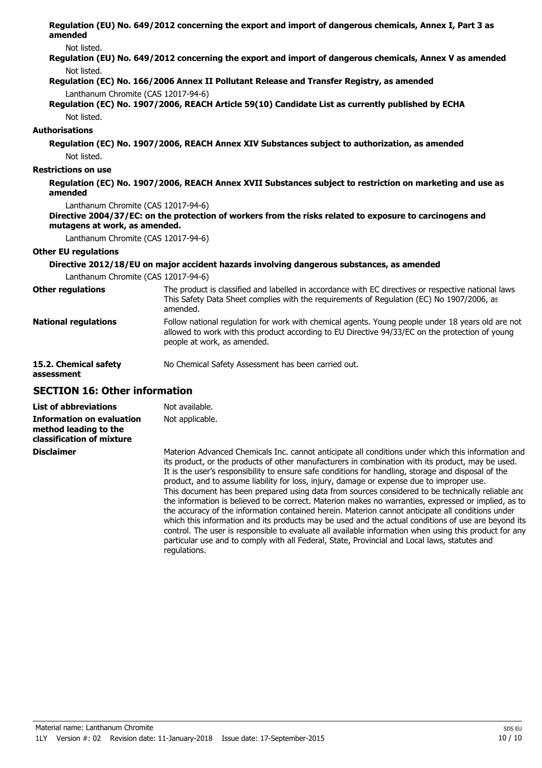**Regulation (EU) No. 649/2012 concerning the export and import of dangerous chemicals, Annex I, Part 3 as amended**

Not listed.

**Regulation (EU) No. 649/2012 concerning the export and import of dangerous chemicals, Annex V as amended**

Not listed.

**Regulation (EC) No. 166/2006 Annex II Pollutant Release and Transfer Registry, as amended**

Lanthanum Chromite (CAS 12017-94-6)

**Regulation (EC) No. 1907/2006, REACH Article 59(10) Candidate List as currently published by ECHA**

Not listed.

**Authorisations**

**Regulation (EC) No. 1907/2006, REACH Annex XIV Substances subject to authorization, as amended**

Not listed.

**Restrictions on use**

**Regulation (EC) No. 1907/2006, REACH Annex XVII Substances subject to restriction on marketing and use as amended**

Lanthanum Chromite (CAS 12017-94-6)

**Directive 2004/37/EC: on the protection of workers from the risks related to exposure to carcinogens and mutagens at work, as amended.**

Lanthanum Chromite (CAS 12017-94-6)

**Other EU regulations**

**Directive 2012/18/EU on major accident hazards involving dangerous substances, as amended**

Lanthanum Chromite (CAS 12017-94-6)

**Other regulations** — The product is classified and labelled in accordance with EC directives or respective national laws. This Safety Data Sheet complies with the requirements of Regulation (EC) No 1907/2006, as amended.

**National regulations** — Follow national regulation for work with chemical agents. Young people under 18 years old are not allowed to work with this product according to EU Directive 94/33/EC on the protection of young people at work, as amended.

**15.2. Chemical safety assessment** — No Chemical Safety Assessment has been carried out.

## SECTION 16: Other information

**List of abbreviations** — Not available.

**Information on evaluation method leading to the classification of mixture** — Not applicable.

**Disclaimer** — Materion Advanced Chemicals Inc. cannot anticipate all conditions under which this information and its product, or the products of other manufacturers in combination with its product, may be used. It is the user's responsibility to ensure safe conditions for handling, storage and disposal of the product, and to assume liability for loss, injury, damage or expense due to improper use. This document has been prepared using data from sources considered to be technically reliable and the information is believed to be correct. Materion makes no warranties, expressed or implied, as to the accuracy of the information contained herein. Materion cannot anticipate all conditions under which this information and its products may be used and the actual conditions of use are beyond its control. The user is responsible to evaluate all available information when using this product for any particular use and to comply with all Federal, State, Provincial and Local laws, statutes and regulations.

Material name: Lanthanum Chromite

1LY Version #: 02 Revision date: 11-January-2018 Issue date: 17-September-2015